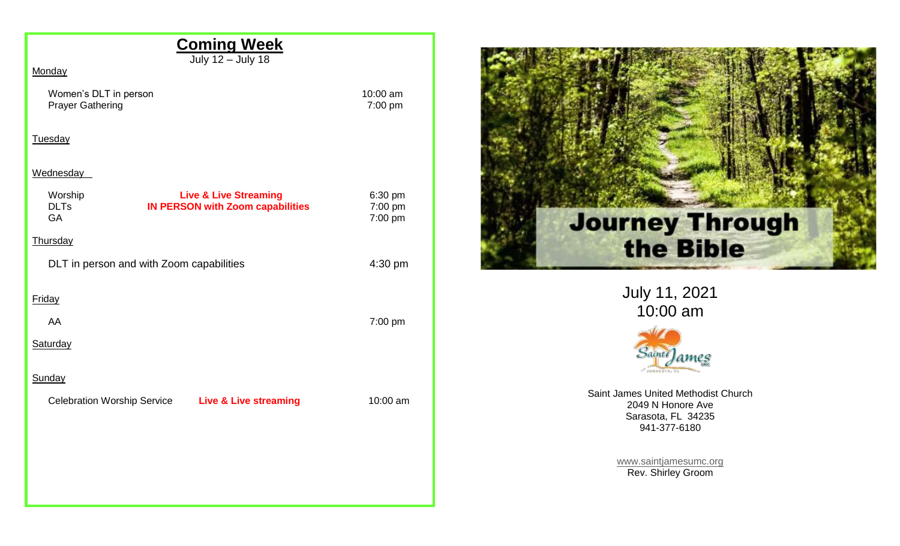## Coming Week

July 12 – July 18

Monday

| | |
|---|---|
| Women's DLT in person | 10:00 am |
| Prayer Gathering | 7:00 pm |

Tuesday

Wednesday

| | | |
|---|---|---|
| Worship | **Live & Live Streaming** | 6:30 pm |
| DLTs | **IN PERSON with Zoom capabilities** | 7:00 pm |
| GA | | 7:00 pm |

Thursday

| | |
|---|---|
| DLT in person and with Zoom capabilities | 4:30 pm |

Friday

| | |
|---|---|
| AA | 7:00 pm |

Saturday

Sunday

| | | |
|---|---|---|
| Celebration Worship Service | **Live & Live streaming** | 10:00 am |

# Journey Through the Bible

July 11, 2021
10:00 am

Saint James United Methodist Church
2049 N Honore Ave
Sarasota, FL 34235
941-377-6180

www.saintjamesumc.org
Rev. Shirley Groom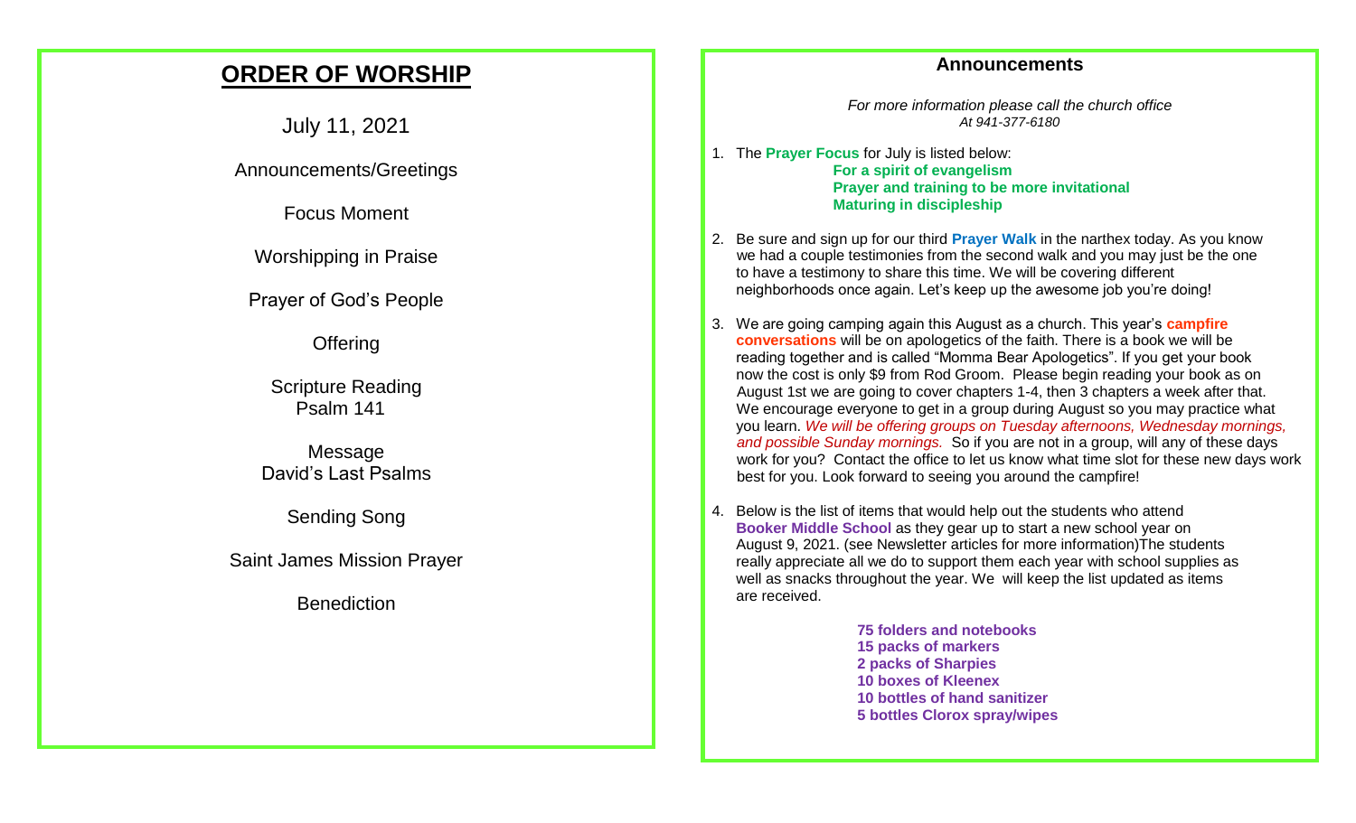# ORDER OF WORSHIP

July 11, 2021

Announcements/Greetings

Focus Moment

Worshipping in Praise

Prayer of God's People

Offering

Scripture Reading
Psalm 141

Message
David's Last Psalms

Sending Song

Saint James Mission Prayer

Benediction

## Announcements

*For more information please call the church office*
*At 941-377-6180*

1. The **Prayer Focus** for July is listed below:
   **For a spirit of evangelism**
   **Prayer and training to be more invitational**
   **Maturing in discipleship**

2. Be sure and sign up for our third **Prayer Walk** in the narthex today. As you know we had a couple testimonies from the second walk and you may just be the one to have a testimony to share this time. We will be covering different neighborhoods once again. Let's keep up the awesome job you're doing!

3. We are going camping again this August as a church. This year's **campfire conversations** will be on apologetics of the faith. There is a book we will be reading together and is called "Momma Bear Apologetics". If you get your book now the cost is only $9 from Rod Groom. Please begin reading your book as on August 1st we are going to cover chapters 1-4, then 3 chapters a week after that. We encourage everyone to get in a group during August so you may practice what you learn. *We will be offering groups on Tuesday afternoons, Wednesday mornings, and possible Sunday mornings.* So if you are not in a group, will any of these days work for you? Contact the office to let us know what time slot for these new days work best for you. Look forward to seeing you around the campfire!

4. Below is the list of items that would help out the students who attend **Booker Middle School** as they gear up to start a new school year on August 9, 2021. (see Newsletter articles for more information)The students really appreciate all we do to support them each year with school supplies as well as snacks throughout the year. We will keep the list updated as items are received.

   **75 folders and notebooks**
   **15 packs of markers**
   **2 packs of Sharpies**
   **10 boxes of Kleenex**
   **10 bottles of hand sanitizer**
   **5 bottles Clorox spray/wipes**